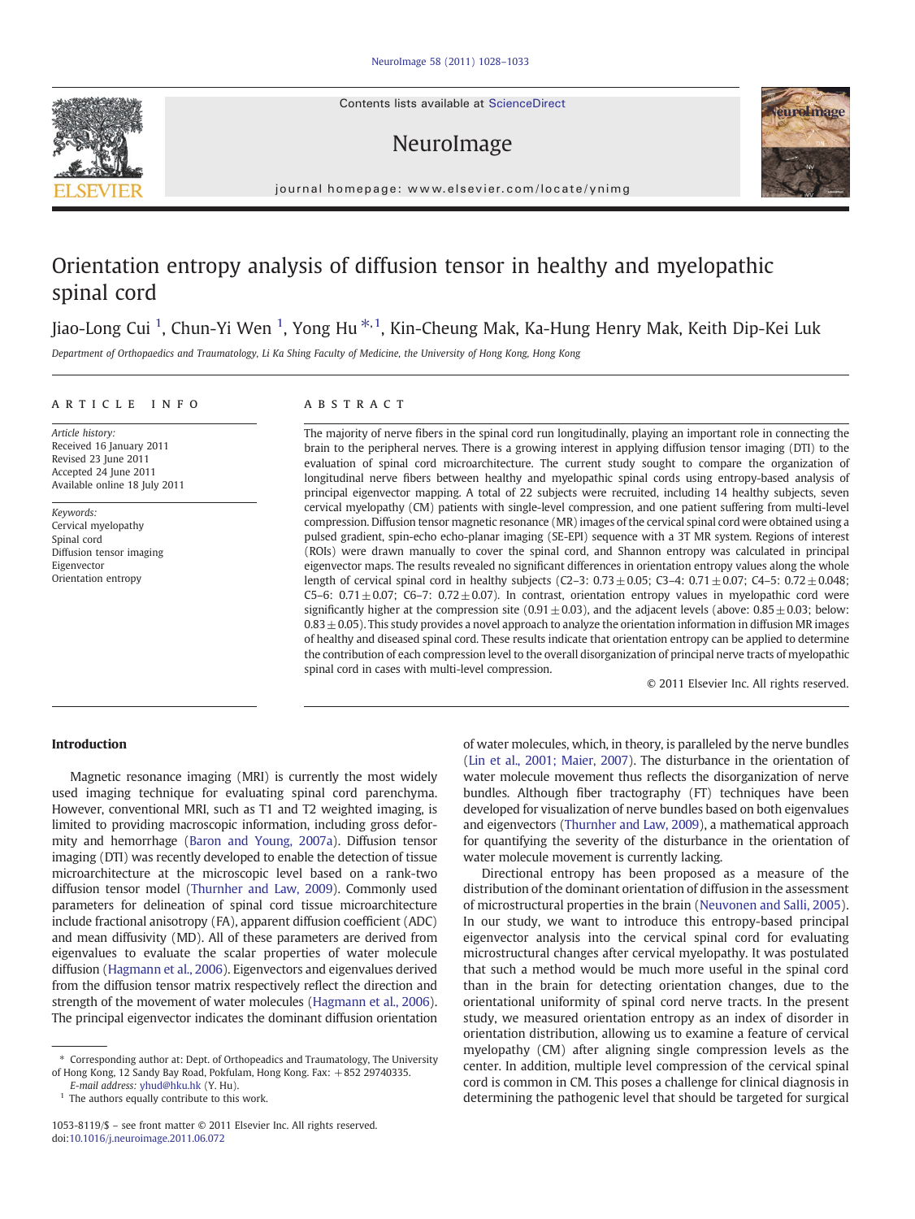# Orientation entropy analysis of diffusion tensor in healthy and myelopathic spinal cord

Jiao-Long Cui [1], Chun-Yi Wen [1], Yong Hu [*,1], Kin-Cheung Mak, Ka-Hung Henry Mak, Keith Dip-Kei Luk

*Department of Orthopaedics and Traumatology, Li Ka Shing Faculty of Medicine, the University of Hong Kong, Hong Kong*

## ARTICLE INFO

*Article history:*
Received 16 January 2011
Revised 23 June 2011
Accepted 24 June 2011
Available online 18 July 2011

*Keywords:*
Cervical myelopathy
Spinal cord
Diffusion tensor imaging
Eigenvector
Orientation entropy

## ABSTRACT

The majority of nerve fibers in the spinal cord run longitudinally, playing an important role in connecting the brain to the peripheral nerves. There is a growing interest in applying diffusion tensor imaging (DTI) to the evaluation of spinal cord microarchitecture. The current study sought to compare the organization of longitudinal nerve fibers between healthy and myelopathic spinal cords using entropy-based analysis of principal eigenvector mapping. A total of 22 subjects were recruited, including 14 healthy subjects, seven cervical myelopathy (CM) patients with single-level compression, and one patient suffering from multi-level compression. Diffusion tensor magnetic resonance (MR) images of the cervical spinal cord were obtained using a pulsed gradient, spin-echo echo-planar imaging (SE-EPI) sequence with a 3T MR system. Regions of interest (ROIs) were drawn manually to cover the spinal cord, and Shannon entropy was calculated in principal eigenvector maps. The results revealed no significant differences in orientation entropy values along the whole length of cervical spinal cord in healthy subjects (C2–3: $0.73 \pm 0.05$; C3–4: $0.71 \pm 0.07$; C4–5: $0.72 \pm 0.048$; C5–6: $0.71 \pm 0.07$; C6–7: $0.72 \pm 0.07$). In contrast, orientation entropy values in myelopathic cord were significantly higher at the compression site ($0.91 \pm 0.03$), and the adjacent levels (above: $0.85 \pm 0.03$; below: $0.83 \pm 0.05$). This study provides a novel approach to analyze the orientation information in diffusion MR images of healthy and diseased spinal cord. These results indicate that orientation entropy can be applied to determine the contribution of each compression level to the overall disorganization of principal nerve tracts of myelopathic spinal cord in cases with multi-level compression.

© 2011 Elsevier Inc. All rights reserved.

## Introduction

Magnetic resonance imaging (MRI) is currently the most widely used imaging technique for evaluating spinal cord parenchyma. However, conventional MRI, such as T1 and T2 weighted imaging, is limited to providing macroscopic information, including gross deformity and hemorrhage (Baron and Young, 2007a). Diffusion tensor imaging (DTI) was recently developed to enable the detection of tissue microarchitecture at the microscopic level based on a rank-two diffusion tensor model (Thurnher and Law, 2009). Commonly used parameters for delineation of spinal cord tissue microarchitecture include fractional anisotropy (FA), apparent diffusion coefficient (ADC) and mean diffusivity (MD). All of these parameters are derived from eigenvalues to evaluate the scalar properties of water molecule diffusion (Hagmann et al., 2006). Eigenvectors and eigenvalues derived from the diffusion tensor matrix respectively reflect the direction and strength of the movement of water molecules (Hagmann et al., 2006). The principal eigenvector indicates the dominant diffusion orientation of water molecules, which, in theory, is paralleled by the nerve bundles (Lin et al., 2001; Maier, 2007). The disturbance in the orientation of water molecule movement thus reflects the disorganization of nerve bundles. Although fiber tractography (FT) techniques have been developed for visualization of nerve bundles based on both eigenvalues and eigenvectors (Thurnher and Law, 2009), a mathematical approach for quantifying the severity of the disturbance in the orientation of water molecule movement is currently lacking.

Directional entropy has been proposed as a measure of the distribution of the dominant orientation of diffusion in the assessment of microstructural properties in the brain (Neuvonen and Salli, 2005). In our study, we want to introduce this entropy-based principal eigenvector analysis into the cervical spinal cord for evaluating microstructural changes after cervical myelopathy. It was postulated that such a method would be much more useful in the spinal cord than in the brain for detecting orientation changes, due to the orientational uniformity of spinal cord nerve tracts. In the present study, we measured orientation entropy as an index of disorder in orientation distribution, allowing us to examine a feature of cervical myelopathy (CM) after aligning single compression levels as the center. In addition, multiple level compression of the cervical spinal cord is common in CM. This poses a challenge for clinical diagnosis in determining the pathogenic level that should be targeted for surgical

\* Corresponding author at: Dept. of Orthopaedics and Traumatology, The University of Hong Kong, 12 Sandy Bay Road, Pokfulam, Hong Kong. Fax: +852 29740335.
*E-mail address:* yhud@hku.hk (Y. Hu).
[1] The authors equally contribute to this work.

1053-8119/$ – see front matter © 2011 Elsevier Inc. All rights reserved.
doi:10.1016/j.neuroimage.2011.06.072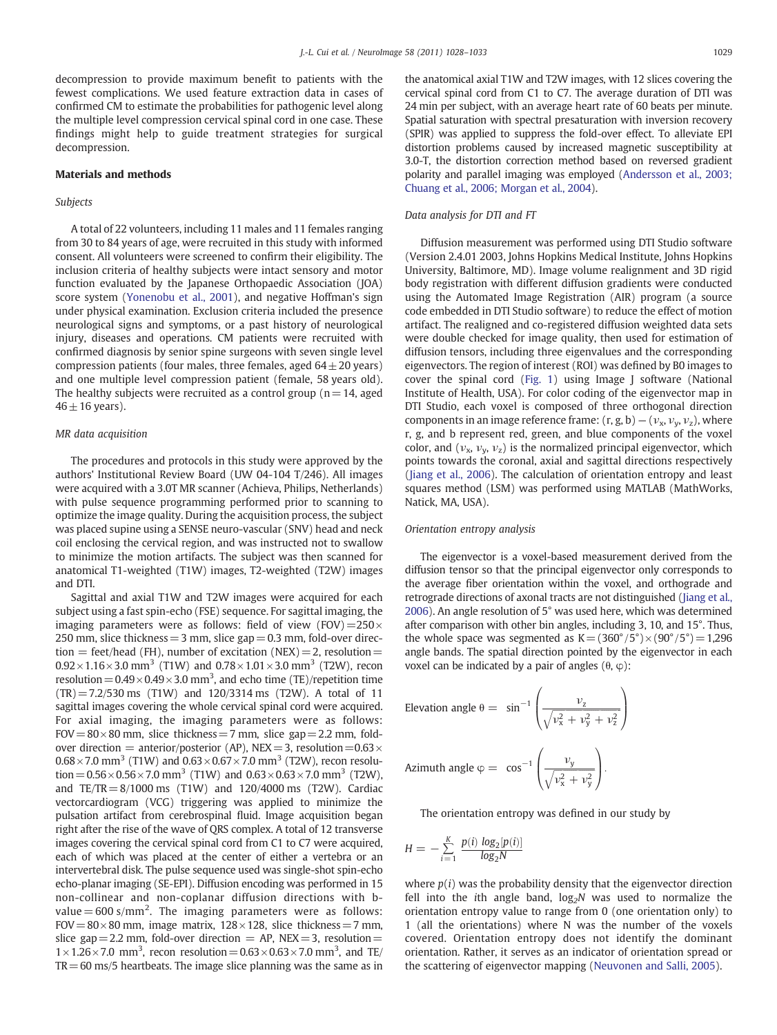decompression to provide maximum benefit to patients with the fewest complications. We used feature extraction data in cases of confirmed CM to estimate the probabilities for pathogenic level along the multiple level compression cervical spinal cord in one case. These findings might help to guide treatment strategies for surgical decompression.

## Materials and methods

### Subjects

A total of 22 volunteers, including 11 males and 11 females ranging from 30 to 84 years of age, were recruited in this study with informed consent. All volunteers were screened to confirm their eligibility. The inclusion criteria of healthy subjects were intact sensory and motor function evaluated by the Japanese Orthopaedic Association (JOA) score system (Yonenobu et al., 2001), and negative Hoffman's sign under physical examination. Exclusion criteria included the presence neurological signs and symptoms, or a past history of neurological injury, diseases and operations. CM patients were recruited with confirmed diagnosis by senior spine surgeons with seven single level compression patients (four males, three females, aged $64 \pm 20$ years) and one multiple level compression patient (female, 58 years old). The healthy subjects were recruited as a control group ($n = 14$, aged $46 \pm 16$ years).

### MR data acquisition

The procedures and protocols in this study were approved by the authors' Institutional Review Board (UW 04-104 T/246). All images were acquired with a 3.0T MR scanner (Achieva, Philips, Netherlands) with pulse sequence programming performed prior to scanning to optimize the image quality. During the acquisition process, the subject was placed supine using a SENSE neuro-vascular (SNV) head and neck coil enclosing the cervical region, and was instructed not to swallow to minimize the motion artifacts. The subject was then scanned for anatomical T1-weighted (T1W) images, T2-weighted (T2W) images and DTI.

Sagittal and axial T1W and T2W images were acquired for each subject using a fast spin-echo (FSE) sequence. For sagittal imaging, the imaging parameters were as follows: field of view (FOV) = 250 × 250 mm, slice thickness = 3 mm, slice gap = 0.3 mm, fold-over direction = feet/head (FH), number of excitation (NEX) = 2, resolution = $0.92 \times 1.16 \times 3.0$ mm$^3$ (T1W) and $0.78 \times 1.01 \times 3.0$ mm$^3$ (T2W), recon resolution = $0.49 \times 0.49 \times 3.0$ mm$^3$, and echo time (TE)/repetition time (TR) = 7.2/530 ms (T1W) and 120/3314 ms (T2W). A total of 11 sagittal images covering the whole cervical spinal cord were acquired. For axial imaging, the imaging parameters were as follows: FOV = 80 × 80 mm, slice thickness = 7 mm, slice gap = 2.2 mm, fold-over direction = anterior/posterior (AP), NEX = 3, resolution = $0.63 \times 0.68 \times 7.0$ mm$^3$ (T1W) and $0.63 \times 0.67 \times 7.0$ mm$^3$ (T2W), recon resolution = $0.56 \times 0.56 \times 7.0$ mm$^3$ (T1W) and $0.63 \times 0.63 \times 7.0$ mm$^3$ (T2W), and TE/TR = 8/1000 ms (T1W) and 120/4000 ms (T2W). Cardiac vectorcardiogram (VCG) triggering was applied to minimize the pulsation artifact from cerebrospinal fluid. Image acquisition began right after the rise of the wave of QRS complex. A total of 12 transverse images covering the cervical spinal cord from C1 to C7 were acquired, each of which was placed at the center of either a vertebra or an intervertebral disk. The pulse sequence used was single-shot spin-echo echo-planar imaging (SE-EPI). Diffusion encoding was performed in 15 non-collinear and non-coplanar diffusion directions with b-value = 600 s/mm$^2$. The imaging parameters were as follows: FOV = 80 × 80 mm, image matrix, 128 × 128, slice thickness = 7 mm, slice gap = 2.2 mm, fold-over direction = AP, NEX = 3, resolution = $1 \times 1.26 \times 7.0$ mm$^3$, recon resolution = $0.63 \times 0.63 \times 7.0$ mm$^3$, and TE/TR = 60 ms/5 heartbeats. The image slice planning was the same as in the anatomical axial T1W and T2W images, with 12 slices covering the cervical spinal cord from C1 to C7. The average duration of DTI was 24 min per subject, with an average heart rate of 60 beats per minute. Spatial saturation with spectral presaturation with inversion recovery (SPIR) was applied to suppress the fold-over effect. To alleviate EPI distortion problems caused by increased magnetic susceptibility at 3.0-T, the distortion correction method based on reversed gradient polarity and parallel imaging was employed (Andersson et al., 2003; Chuang et al., 2006; Morgan et al., 2004).

### Data analysis for DTI and FT

Diffusion measurement was performed using DTI Studio software (Version 2.4.01 2003, Johns Hopkins Medical Institute, Johns Hopkins University, Baltimore, MD). Image volume realignment and 3D rigid body registration with different diffusion gradients were conducted using the Automated Image Registration (AIR) program (a source code embedded in DTI Studio software) to reduce the effect of motion artifact. The realigned and co-registered diffusion weighted data sets were double checked for image quality, then used for estimation of diffusion tensors, including three eigenvalues and the corresponding eigenvectors. The region of interest (ROI) was defined by B0 images to cover the spinal cord (Fig. 1) using Image J software (National Institute of Health, USA). For color coding of the eigenvector map in DTI Studio, each voxel is composed of three orthogonal direction components in an image reference frame: (r, g, b) − ($\nu_x$, $\nu_y$, $\nu_z$), where r, g, and b represent red, green, and blue components of the voxel color, and ($\nu_x$, $\nu_y$, $\nu_z$) is the normalized principal eigenvector, which points towards the coronal, axial and sagittal directions respectively (Jiang et al., 2006). The calculation of orientation entropy and least squares method (LSM) was performed using MATLAB (MathWorks, Natick, MA, USA).

### Orientation entropy analysis

The eigenvector is a voxel-based measurement derived from the diffusion tensor so that the principal eigenvector only corresponds to the average fiber orientation within the voxel, and orthograde and retrograde directions of axonal tracts are not distinguished (Jiang et al., 2006). An angle resolution of 5° was used here, which was determined after comparison with other bin angles, including 3, 10, and 15°. Thus, the whole space was segmented as K = (360°/5°) × (90°/5°) = 1,296 angle bands. The spatial direction pointed by the eigenvector in each voxel can be indicated by a pair of angles (θ, φ):

$$\text{Elevation angle } \theta = \sin^{-1}\left(\frac{\nu_z}{\sqrt{\nu_x^2 + \nu_y^2 + \nu_z^2}}\right)$$

$$\text{Azimuth angle } \varphi = \cos^{-1}\left(\frac{\nu_y}{\sqrt{\nu_x^2 + \nu_y^2}}\right).$$

The orientation entropy was defined in our study by

$$H = -\sum_{i=1}^{K} \frac{p(i)\ log_2[p(i)]}{log_2 N}$$

where $p(i)$ was the probability density that the eigenvector direction fell into the $i$th angle band, $log_2 N$ was used to normalize the orientation entropy value to range from 0 (one orientation only) to 1 (all the orientations) where N was the number of the voxels covered. Orientation entropy does not identify the dominant orientation. Rather, it serves as an indicator of orientation spread or the scattering of eigenvector mapping (Neuvonen and Salli, 2005).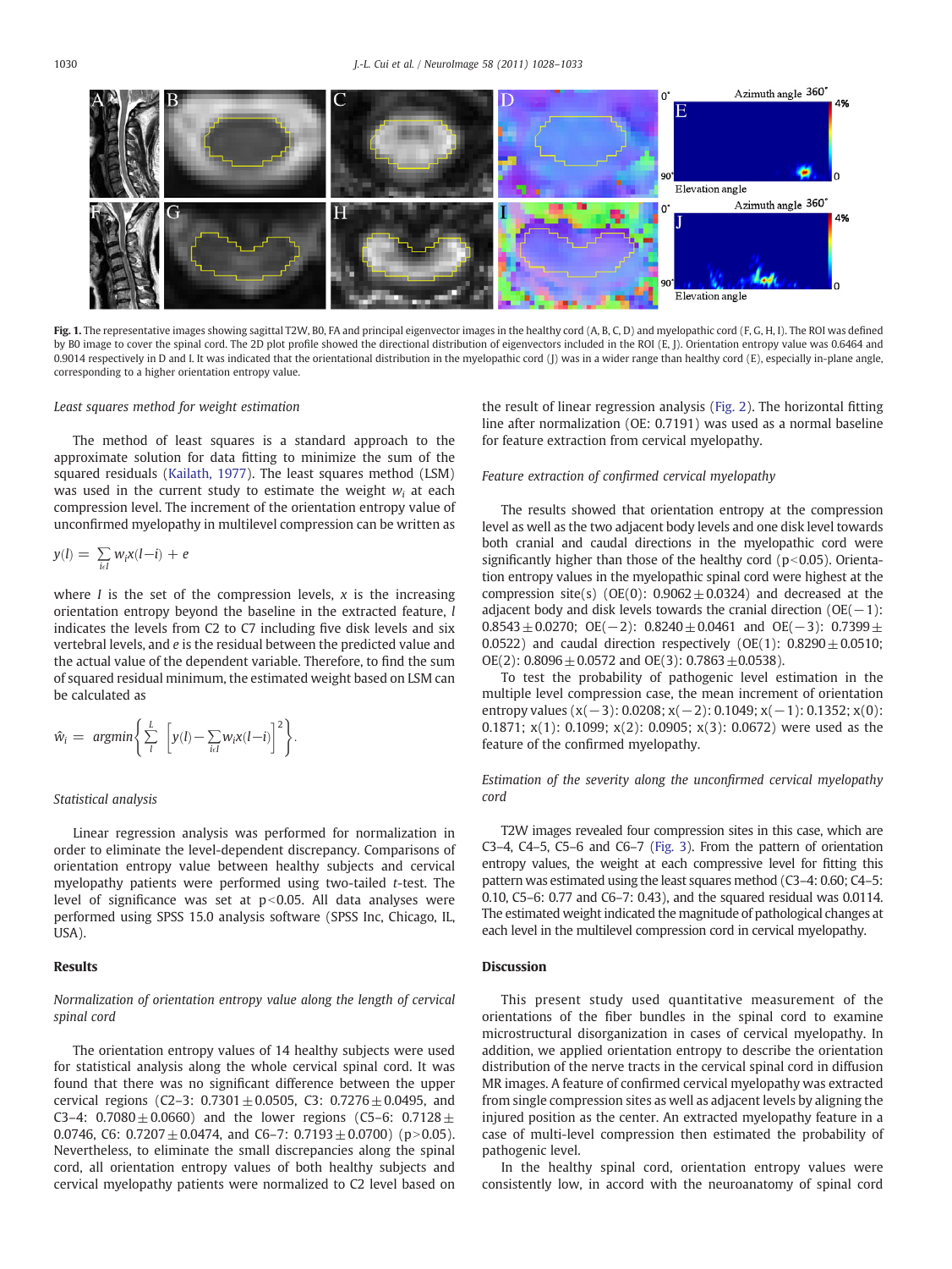Fig. 1. The representative images showing sagittal T2W, B0, FA and principal eigenvector images in the healthy cord (A, B, C, D) and myelopathic cord (F, G, H, I). The ROI was defined by B0 image to cover the spinal cord. The 2D plot profile showed the directional distribution of eigenvectors included in the ROI (E, J). Orientation entropy value was 0.6464 and 0.9014 respectively in D and I. It was indicated that the orientational distribution in the myelopathic cord (J) was in a wider range than healthy cord (E), especially in-plane angle, corresponding to a higher orientation entropy value.

### Least squares method for weight estimation

The method of least squares is a standard approach to the approximate solution for data fitting to minimize the sum of the squared residuals (Kailath, 1977). The least squares method (LSM) was used in the current study to estimate the weight $w_i$ at each compression level. The increment of the orientation entropy value of unconfirmed myelopathy in multilevel compression can be written as

$$y(l) = \sum_{i \in I} w_i x(l-i) + e$$

where $I$ is the set of the compression levels, $x$ is the increasing orientation entropy beyond the baseline in the extracted feature, $l$ indicates the levels from C2 to C7 including five disk levels and six vertebral levels, and $e$ is the residual between the predicted value and the actual value of the dependent variable. Therefore, to find the sum of squared residual minimum, the estimated weight based on LSM can be calculated as

$$\hat{w}_i = \operatorname{argmin}\left\{ \sum_{l}^{L} \left[ y(l) - \sum_{i \in I} w_i x(l-i) \right]^2 \right\}.$$

### Statistical analysis

Linear regression analysis was performed for normalization in order to eliminate the level-dependent discrepancy. Comparisons of orientation entropy value between healthy subjects and cervical myelopathy patients were performed using two-tailed $t$-test. The level of significance was set at $p<0.05$. All data analyses were performed using SPSS 15.0 analysis software (SPSS Inc, Chicago, IL, USA).

## Results

### Normalization of orientation entropy value along the length of cervical spinal cord

The orientation entropy values of 14 healthy subjects were used for statistical analysis along the whole cervical spinal cord. It was found that there was no significant difference between the upper cervical regions (C2–3: $0.7301 \pm 0.0505$, C3: $0.7276 \pm 0.0495$, and C3–4: $0.7080 \pm 0.0660$) and the lower regions (C5–6: $0.7128 \pm 0.0746$, C6: $0.7207 \pm 0.0474$, and C6–7: $0.7193 \pm 0.0700$) ($p>0.05$). Nevertheless, to eliminate the small discrepancies along the spinal cord, all orientation entropy values of both healthy subjects and cervical myelopathy patients were normalized to C2 level based on the result of linear regression analysis (Fig. 2). The horizontal fitting line after normalization (OE: 0.7191) was used as a normal baseline for feature extraction from cervical myelopathy.

### Feature extraction of confirmed cervical myelopathy

The results showed that orientation entropy at the compression level as well as the two adjacent body levels and one disk level towards both cranial and caudal directions in the myelopathic cord were significantly higher than those of the healthy cord ($p<0.05$). Orientation entropy values in the myelopathic spinal cord were highest at the compression site(s) (OE(0): $0.9062 \pm 0.0324$) and decreased at the adjacent body and disk levels towards the cranial direction (OE(−1): $0.8543 \pm 0.0270$; OE(−2): $0.8240 \pm 0.0461$ and OE(−3): $0.7399 \pm 0.0522$) and caudal direction respectively (OE(1): $0.8290 \pm 0.0510$; OE(2): $0.8096 \pm 0.0572$ and OE(3): $0.7863 \pm 0.0538$).

To test the probability of pathogenic level estimation in the multiple level compression case, the mean increment of orientation entropy values (x(−3): 0.0208; x(−2): 0.1049; x(−1): 0.1352; x(0): 0.1871; x(1): 0.1099; x(2): 0.0905; x(3): 0.0672) were used as the feature of the confirmed myelopathy.

### Estimation of the severity along the unconfirmed cervical myelopathy cord

T2W images revealed four compression sites in this case, which are C3–4, C4–5, C5–6 and C6–7 (Fig. 3). From the pattern of orientation entropy values, the weight at each compressive level for fitting this pattern was estimated using the least squares method (C3–4: 0.60; C4–5: 0.10, C5–6: 0.77 and C6–7: 0.43), and the squared residual was 0.0114. The estimated weight indicated the magnitude of pathological changes at each level in the multilevel compression cord in cervical myelopathy.

## Discussion

This present study used quantitative measurement of the orientations of the fiber bundles in the spinal cord to examine microstructural disorganization in cases of cervical myelopathy. In addition, we applied orientation entropy to describe the orientation distribution of the nerve tracts in the cervical spinal cord in diffusion MR images. A feature of confirmed cervical myelopathy was extracted from single compression sites as well as adjacent levels by aligning the injured position as the center. An extracted myelopathy feature in a case of multi-level compression then estimated the probability of pathogenic level.

In the healthy spinal cord, orientation entropy values were consistently low, in accord with the neuroanatomy of spinal cord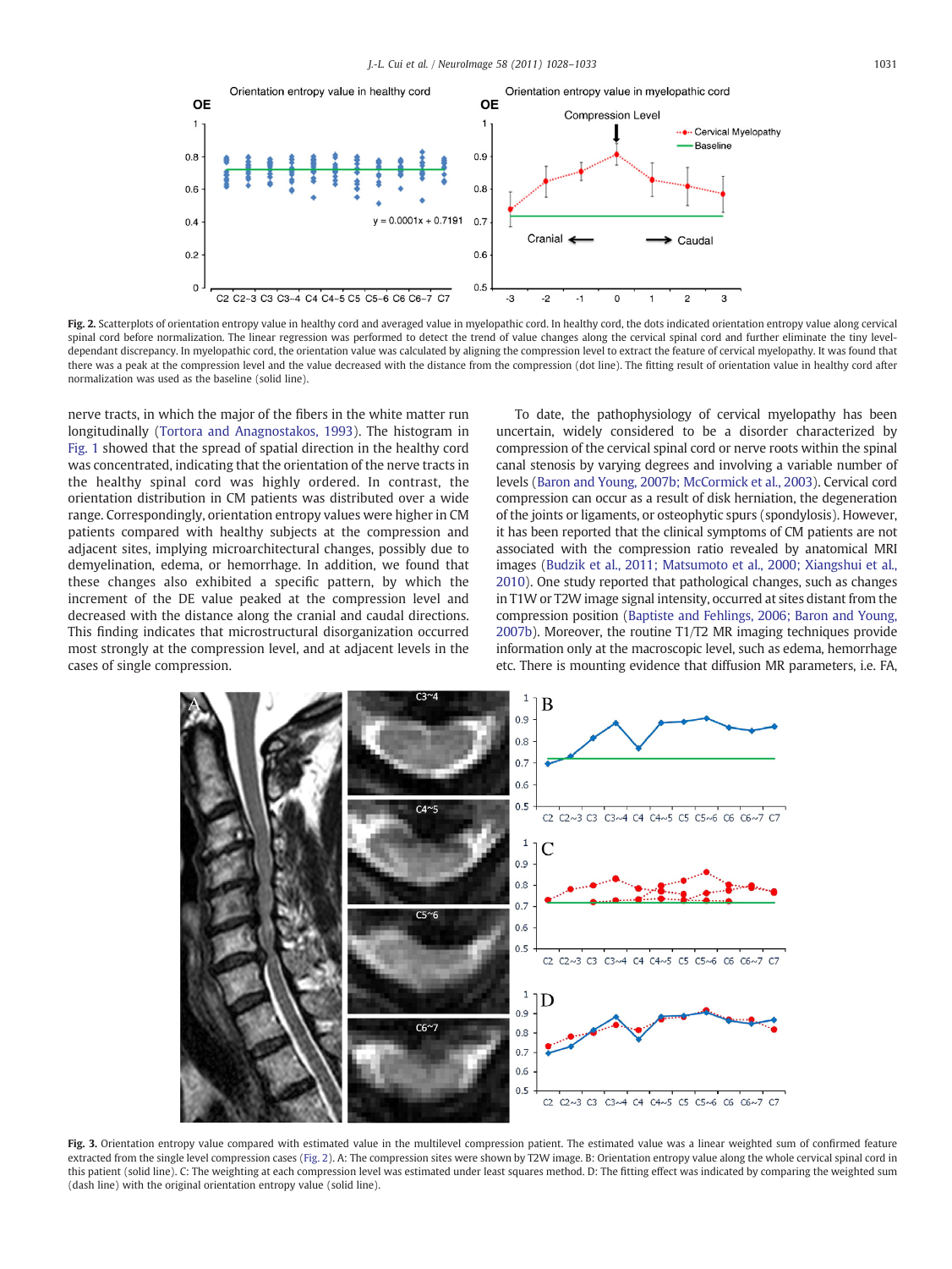Fig. 2. Scatterplots of orientation entropy value in healthy cord and averaged value in myelopathic cord. In healthy cord, the dots indicated orientation entropy value along cervical spinal cord before normalization. The linear regression was performed to detect the trend of value changes along the cervical spinal cord and further eliminate the tiny level-dependant discrepancy. In myelopathic cord, the orientation value was calculated by aligning the compression level to extract the feature of cervical myelopathy. It was found that there was a peak at the compression level and the value decreased with the distance from the compression (dot line). The fitting result of orientation value in healthy cord after normalization was used as the baseline (solid line).

nerve tracts, in which the major of the fibers in the white matter run longitudinally (Tortora and Anagnostakos, 1993). The histogram in Fig. 1 showed that the spread of spatial direction in the healthy cord was concentrated, indicating that the orientation of the nerve tracts in the healthy spinal cord was highly ordered. In contrast, the orientation distribution in CM patients was distributed over a wide range. Correspondingly, orientation entropy values were higher in CM patients compared with healthy subjects at the compression and adjacent sites, implying microarchitectural changes, possibly due to demyelination, edema, or hemorrhage. In addition, we found that these changes also exhibited a specific pattern, by which the increment of the DE value peaked at the compression level and decreased with the distance along the cranial and caudal directions. This finding indicates that microstructural disorganization occurred most strongly at the compression level, and at adjacent levels in the cases of single compression.

To date, the pathophysiology of cervical myelopathy has been uncertain, widely considered to be a disorder characterized by compression of the cervical spinal cord or nerve roots within the spinal canal stenosis by varying degrees and involving a variable number of levels (Baron and Young, 2007b; McCormick et al., 2003). Cervical cord compression can occur as a result of disk herniation, the degeneration of the joints or ligaments, or osteophytic spurs (spondylosis). However, it has been reported that the clinical symptoms of CM patients are not associated with the compression ratio revealed by anatomical MRI images (Budzik et al., 2011; Matsumoto et al., 2000; Xiangshui et al., 2010). One study reported that pathological changes, such as changes in T1W or T2W image signal intensity, occurred at sites distant from the compression position (Baptiste and Fehlings, 2006; Baron and Young, 2007b). Moreover, the routine T1/T2 MR imaging techniques provide information only at the macroscopic level, such as edema, hemorrhage etc. There is mounting evidence that diffusion MR parameters, i.e. FA,

Fig. 3. Orientation entropy value compared with estimated value in the multilevel compression patient. The estimated value was a linear weighted sum of confirmed feature extracted from the single level compression cases (Fig. 2). A: The compression sites were shown by T2W image. B: Orientation entropy value along the whole cervical spinal cord in this patient (solid line). C: The weighting at each compression level was estimated under least squares method. D: The fitting effect was indicated by comparing the weighted sum (dash line) with the original orientation entropy value (solid line).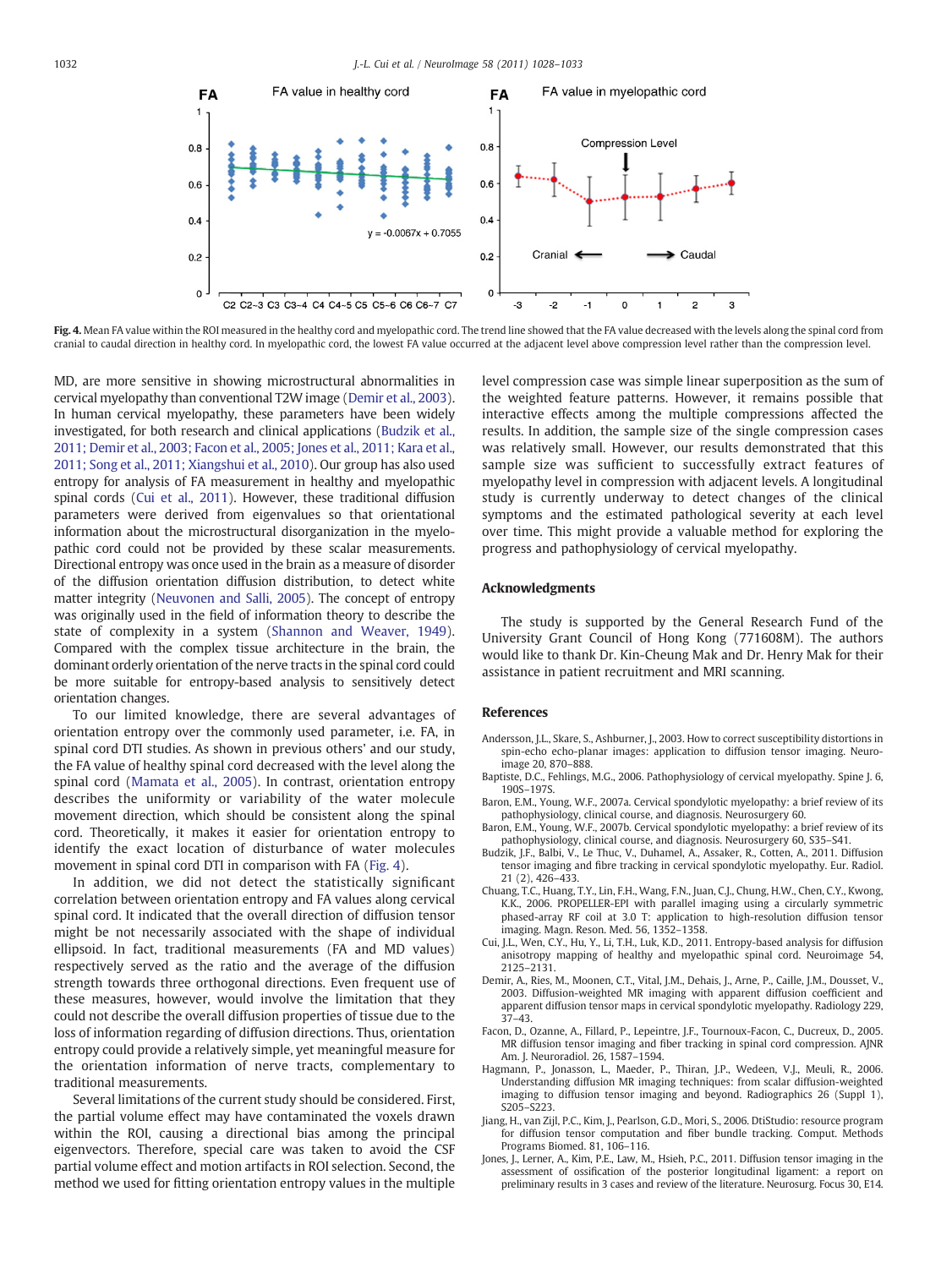**Fig. 4.** Mean FA value within the ROI measured in the healthy cord and myelopathic cord. The trend line showed that the FA value decreased with the levels along the spinal cord from cranial to caudal direction in healthy cord. In myelopathic cord, the lowest FA value occurred at the adjacent level above compression level rather than the compression level.

MD, are more sensitive in showing microstructural abnormalities in cervical myelopathy than conventional T2W image (Demir et al., 2003). In human cervical myelopathy, these parameters have been widely investigated, for both research and clinical applications (Budzik et al., 2011; Demir et al., 2003; Facon et al., 2005; Jones et al., 2011; Kara et al., 2011; Song et al., 2011; Xiangshui et al., 2010). Our group has also used entropy for analysis of FA measurement in healthy and myelopathic spinal cords (Cui et al., 2011). However, these traditional diffusion parameters were derived from eigenvalues so that orientational information about the microstructural disorganization in the myelopathic cord could not be provided by these scalar measurements. Directional entropy was once used in the brain as a measure of disorder of the diffusion orientation diffusion distribution, to detect white matter integrity (Neuvonen and Salli, 2005). The concept of entropy was originally used in the field of information theory to describe the state of complexity in a system (Shannon and Weaver, 1949). Compared with the complex tissue architecture in the brain, the dominant orderly orientation of the nerve tracts in the spinal cord could be more suitable for entropy-based analysis to sensitively detect orientation changes.

To our limited knowledge, there are several advantages of orientation entropy over the commonly used parameter, i.e. FA, in spinal cord DTI studies. As shown in previous others' and our study, the FA value of healthy spinal cord decreased with the level along the spinal cord (Mamata et al., 2005). In contrast, orientation entropy describes the uniformity or variability of the water molecule movement direction, which should be consistent along the spinal cord. Theoretically, it makes it easier for orientation entropy to identify the exact location of disturbance of water molecules movement in spinal cord DTI in comparison with FA (Fig. 4).

In addition, we did not detect the statistically significant correlation between orientation entropy and FA values along cervical spinal cord. It indicated that the overall direction of diffusion tensor might be not necessarily associated with the shape of individual ellipsoid. In fact, traditional measurements (FA and MD values) respectively served as the ratio and the average of the diffusion strength towards three orthogonal directions. Even frequent use of these measures, however, would involve the limitation that they could not describe the overall diffusion properties of tissue due to the loss of information regarding of diffusion directions. Thus, orientation entropy could provide a relatively simple, yet meaningful measure for the orientation information of nerve tracts, complementary to traditional measurements.

Several limitations of the current study should be considered. First, the partial volume effect may have contaminated the voxels drawn within the ROI, causing a directional bias among the principal eigenvectors. Therefore, special care was taken to avoid the CSF partial volume effect and motion artifacts in ROI selection. Second, the method we used for fitting orientation entropy values in the multiple level compression case was simple linear superposition as the sum of the weighted feature patterns. However, it remains possible that interactive effects among the multiple compressions affected the results. In addition, the sample size of the single compression cases was relatively small. However, our results demonstrated that this sample size was sufficient to successfully extract features of myelopathy level in compression with adjacent levels. A longitudinal study is currently underway to detect changes of the clinical symptoms and the estimated pathological severity at each level over time. This might provide a valuable method for exploring the progress and pathophysiology of cervical myelopathy.

## Acknowledgments

The study is supported by the General Research Fund of the University Grant Council of Hong Kong (771608M). The authors would like to thank Dr. Kin-Cheung Mak and Dr. Henry Mak for their assistance in patient recruitment and MRI scanning.

## References

Andersson, J.L., Skare, S., Ashburner, J., 2003. How to correct susceptibility distortions in spin-echo echo-planar images: application to diffusion tensor imaging. Neuroimage 20, 870–888.

Baptiste, D.C., Fehlings, M.G., 2006. Pathophysiology of cervical myelopathy. Spine J. 6, 190S–197S.

Baron, E.M., Young, W.F., 2007a. Cervical spondylotic myelopathy: a brief review of its pathophysiology, clinical course, and diagnosis. Neurosurgery 60.

Baron, E.M., Young, W.F., 2007b. Cervical spondylotic myelopathy: a brief review of its pathophysiology, clinical course, and diagnosis. Neurosurgery 60, S35–S41.

Budzik, J.F., Balbi, V., Le Thuc, V., Duhamel, A., Assaker, R., Cotten, A., 2011. Diffusion tensor imaging and fibre tracking in cervical spondylotic myelopathy. Eur. Radiol. 21 (2), 426–433.

Chuang, T.C., Huang, T.Y., Lin, F.H., Wang, F.N., Juan, C.J., Chung, H.W., Chen, C.Y., Kwong, K.K., 2006. PROPELLER-EPI with parallel imaging using a circularly symmetric phased-array RF coil at 3.0 T: application to high-resolution diffusion tensor imaging. Magn. Reson. Med. 56, 1352–1358.

Cui, J.L., Wen, C.Y., Hu, Y., Li, T.H., Luk, K.D., 2011. Entropy-based analysis for diffusion anisotropy mapping of healthy and myelopathic spinal cord. Neuroimage 54, 2125–2131.

Demir, A., Ries, M., Moonen, C.T., Vital, J.M., Dehais, J., Arne, P., Caille, J.M., Dousset, V., 2003. Diffusion-weighted MR imaging with apparent diffusion coefficient and apparent diffusion tensor maps in cervical spondylotic myelopathy. Radiology 229, 37–43.

Facon, D., Ozanne, A., Fillard, P., Lepeintre, J.F., Tournoux-Facon, C., Ducreux, D., 2005. MR diffusion tensor imaging and fiber tracking in spinal cord compression. AJNR Am. J. Neuroradiol. 26, 1587–1594.

Hagmann, P., Jonasson, L., Maeder, P., Thiran, J.P., Wedeen, V.J., Meuli, R., 2006. Understanding diffusion MR imaging techniques: from scalar diffusion-weighted imaging to diffusion tensor imaging and beyond. Radiographics 26 (Suppl 1), S205–S223.

Jiang, H., van Zijl, P.C., Kim, J., Pearlson, G.D., Mori, S., 2006. DtiStudio: resource program for diffusion tensor computation and fiber bundle tracking. Comput. Methods Programs Biomed. 81, 106–116.

Jones, J., Lerner, A., Kim, P.E., Law, M., Hsieh, P.C., 2011. Diffusion tensor imaging in the assessment of ossification of the posterior longitudinal ligament: a report on preliminary results in 3 cases and review of the literature. Neurosurg. Focus 30, E14.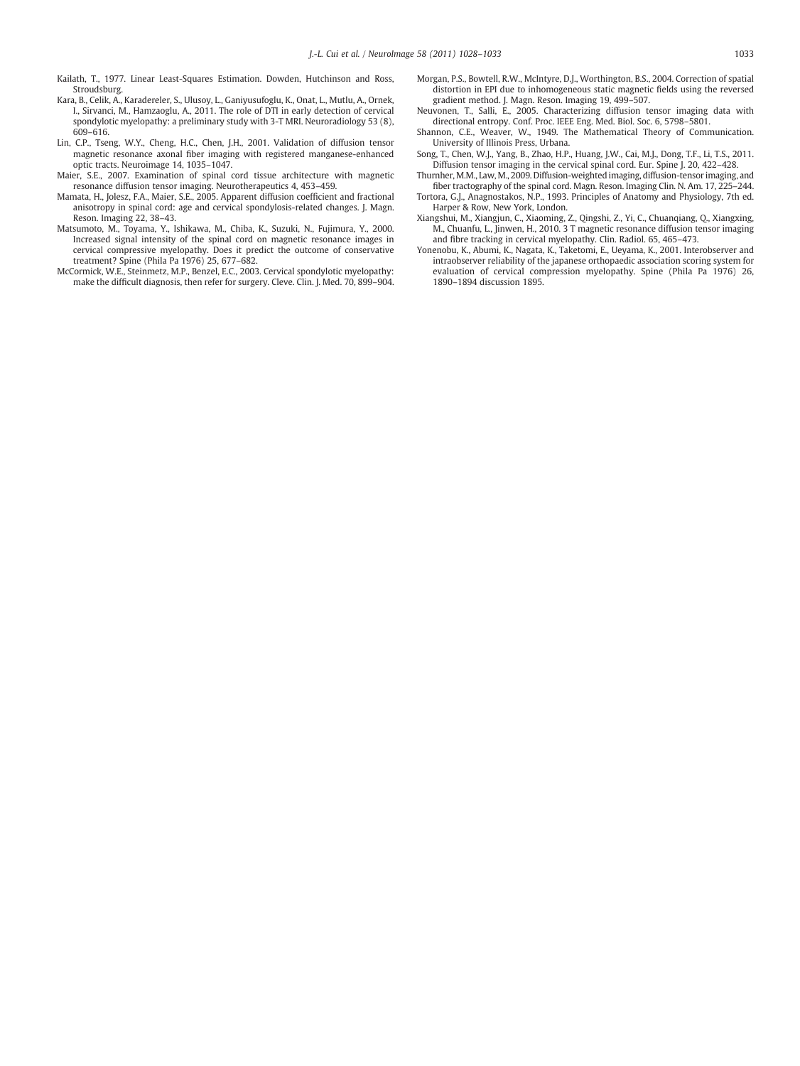Kailath, T., 1977. Linear Least-Squares Estimation. Dowden, Hutchinson and Ross, Stroudsburg.

Kara, B., Celik, A., Karadereler, S., Ulusoy, L., Ganiyusufoglu, K., Onat, L., Mutlu, A., Ornek, I., Sirvanci, M., Hamzaoglu, A., 2011. The role of DTI in early detection of cervical spondylotic myelopathy: a preliminary study with 3-T MRI. Neuroradiology 53 (8), 609–616.

Lin, C.P., Tseng, W.Y., Cheng, H.C., Chen, J.H., 2001. Validation of diffusion tensor magnetic resonance axonal fiber imaging with registered manganese-enhanced optic tracts. Neuroimage 14, 1035–1047.

Maier, S.E., 2007. Examination of spinal cord tissue architecture with magnetic resonance diffusion tensor imaging. Neurotherapeutics 4, 453–459.

Mamata, H., Jolesz, F.A., Maier, S.E., 2005. Apparent diffusion coefficient and fractional anisotropy in spinal cord: age and cervical spondylosis-related changes. J. Magn. Reson. Imaging 22, 38–43.

Matsumoto, M., Toyama, Y., Ishikawa, M., Chiba, K., Suzuki, N., Fujimura, Y., 2000. Increased signal intensity of the spinal cord on magnetic resonance images in cervical compressive myelopathy. Does it predict the outcome of conservative treatment? Spine (Phila Pa 1976) 25, 677–682.

McCormick, W.E., Steinmetz, M.P., Benzel, E.C., 2003. Cervical spondylotic myelopathy: make the difficult diagnosis, then refer for surgery. Cleve. Clin. J. Med. 70, 899–904.

Morgan, P.S., Bowtell, R.W., McIntyre, D.J., Worthington, B.S., 2004. Correction of spatial distortion in EPI due to inhomogeneous static magnetic fields using the reversed gradient method. J. Magn. Reson. Imaging 19, 499–507.

Neuvonen, T., Salli, E., 2005. Characterizing diffusion tensor imaging data with directional entropy. Conf. Proc. IEEE Eng. Med. Biol. Soc. 6, 5798–5801.

Shannon, C.E., Weaver, W., 1949. The Mathematical Theory of Communication. University of Illinois Press, Urbana.

Song, T., Chen, W.J., Yang, B., Zhao, H.P., Huang, J.W., Cai, M.J., Dong, T.F., Li, T.S., 2011. Diffusion tensor imaging in the cervical spinal cord. Eur. Spine J. 20, 422–428.

Thurnher, M.M., Law, M., 2009. Diffusion-weighted imaging, diffusion-tensor imaging, and fiber tractography of the spinal cord. Magn. Reson. Imaging Clin. N. Am. 17, 225–244.

Tortora, G.J., Anagnostakos, N.P., 1993. Principles of Anatomy and Physiology, 7th ed. Harper & Row, New York, London.

Xiangshui, M., Xiangjun, C., Xiaoming, Z., Qingshi, Z., Yi, C., Chuanqiang, Q., Xiangxing, M., Chuanfu, L., Jinwen, H., 2010. 3 T magnetic resonance diffusion tensor imaging and fibre tracking in cervical myelopathy. Clin. Radiol. 65, 465–473.

Yonenobu, K., Abumi, K., Nagata, K., Taketomi, E., Ueyama, K., 2001. Interobserver and intraobserver reliability of the japanese orthopaedic association scoring system for evaluation of cervical compression myelopathy. Spine (Phila Pa 1976) 26, 1890–1894 discussion 1895.